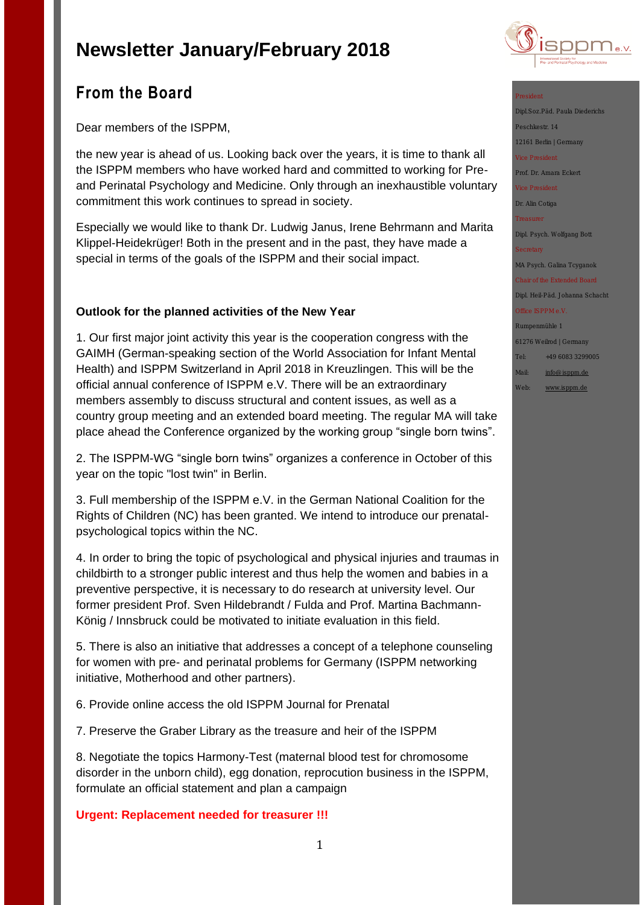# Newsletter January/February 2018

## From the Board

Dear members of the ISPPM,

the new year is ahead of us. Looking back over the years, it is time to thank all the ISPPM members who have worked hard and committed to working for Pre- and Perinatal Psychology and Medicine. Only through an inexhaustible voluntary commitment this work continues to spread in society.

Especially we would like to thank Dr. Ludwig Janus, Irene Behrmann and Marita Klippel-Heidekrüger! Both in the present and in the past, they have made a special in terms of the goals of the ISPPM and their social impact.

**Outlook for the planned activities of the New Year**

1. Our first major joint activity this year is the cooperation congress with the GAIMH (German-speaking section of the World Association for Infant Mental Health) and ISPPM Switzerland in April 2018 in Kreuzlingen. This will be the official annual conference of ISPPM e.V. There will be an extraordinary members assembly to discuss structural and content issues, as well as a country group meeting and an extended board meeting. The regular MA will take place ahead the Conference organized by the working group "single born twins".

2. The ISPPM-WG "single born twins" organizes a conference in October of this year on the topic "lost twin" in Berlin.

3. Full membership of the ISPPM e.V. in the German National Coalition for the Rights of Children (NC) has been granted. We intend to introduce our prenatal-psychological topics within the NC.

4. In order to bring the topic of psychological and physical injuries and traumas in childbirth to a stronger public interest and thus help the women and babies in a preventive perspective, it is necessary to do research at university level. Our former president Prof. Sven Hildebrandt / Fulda and Prof. Martina Bachmann-König / Innsbruck could be motivated to initiate evaluation in this field.

5. There is also an initiative that addresses a concept of a telephone counseling for women with pre- and perinatal problems for Germany (ISPPM networking initiative, Motherhood and other partners).

6. Provide online access the old ISPPM Journal for Prenatal

7. Preserve the Graber Library as the treasure and heir of the ISPPM

8. Negotiate the topics Harmony-Test (maternal blood test for chromosome disorder in the unborn child), egg donation, reprocution business in the ISPPM, formulate an official statement and plan a campaign

**Urgent: Replacement needed for treasurer !!!**

President
Dipl.Soz.Päd. Paula Diederichs
Peschkestr. 14
12161 Berlin | Germany

Vice President
Prof. Dr. Amara Eckert

Vice President
Dr. Alin Cotiga

Treasurer
Dipl. Psych. Wolfgang Bott

Secretary
MA Psych. Galina Tcyganok

Chair of the Extended Board
Dipl. Heil-Päd. Johanna Schacht

Office ISPPM e.V.
Rumpenmühle 1
61276 Weilrod | Germany
Tel: +49 6083 3299005
Mail: info@isppm.de
Web: www.isppm.de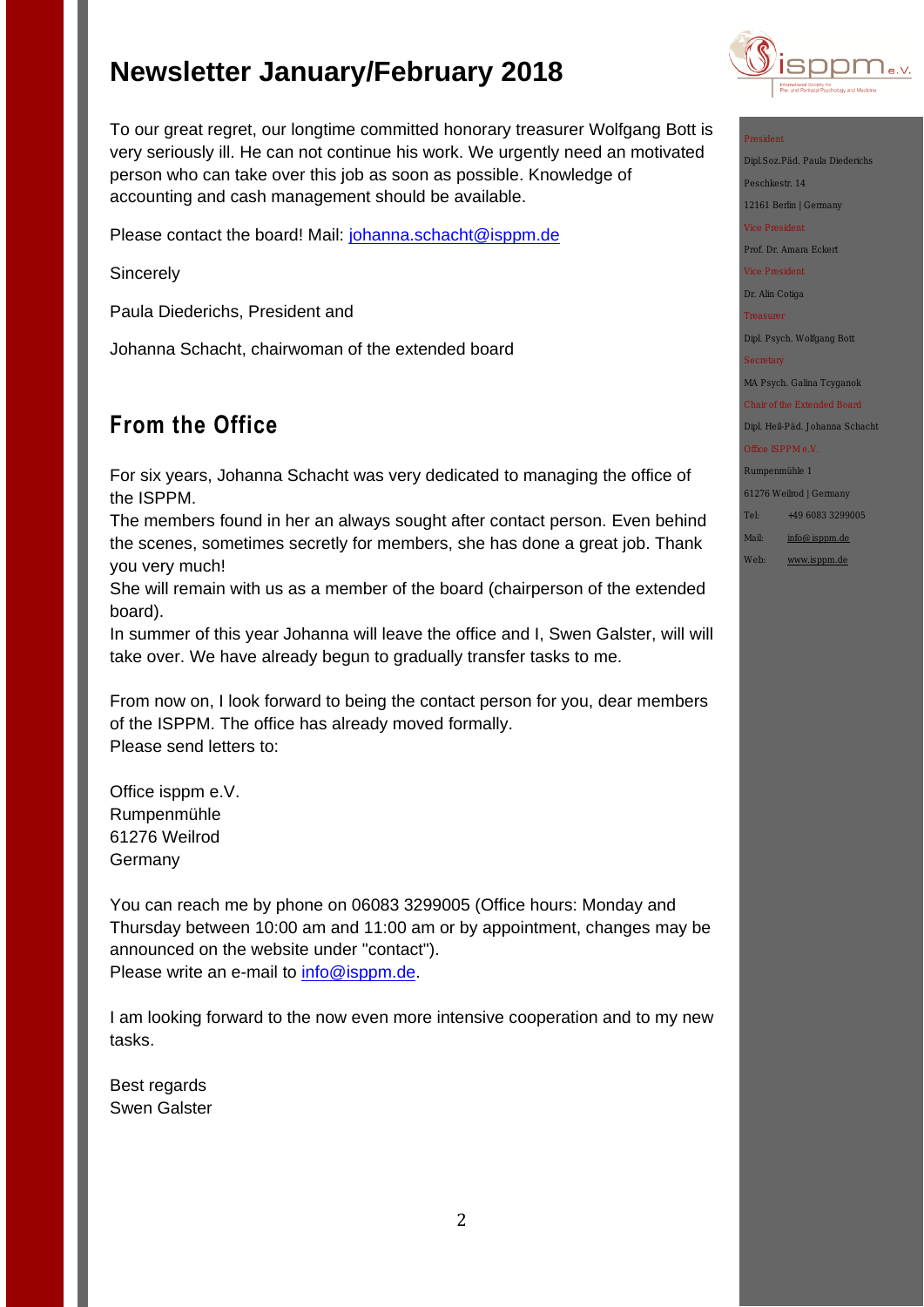# Newsletter January/February 2018

To our great regret, our longtime committed honorary treasurer Wolfgang Bott is very seriously ill. He can not continue his work. We urgently need an motivated person who can take over this job as soon as possible. Knowledge of accounting and cash management should be available.

Please contact the board! Mail: johanna.schacht@isppm.de

Sincerely

Paula Diederichs, President and

Johanna Schacht, chairwoman of the extended board

## From the Office

For six years, Johanna Schacht was very dedicated to managing the office of the ISPPM.
The members found in her an always sought after contact person. Even behind the scenes, sometimes secretly for members, she has done a great job. Thank you very much!
She will remain with us as a member of the board (chairperson of the extended board).
In summer of this year Johanna will leave the office and I, Swen Galster, will will take over. We have already begun to gradually transfer tasks to me.

From now on, I look forward to being the contact person for you, dear members of the ISPPM. The office has already moved formally.
Please send letters to:

Office isppm e.V.
Rumpenmühle
61276 Weilrod
Germany

You can reach me by phone on 06083 3299005 (Office hours: Monday and Thursday between 10:00 am and 11:00 am or by appointment, changes may be announced on the website under "contact").
Please write an e-mail to info@isppm.de.

I am looking forward to the now even more intensive cooperation and to my new tasks.

Best regards
Swen Galster

President
Dipl.Soz.Päd. Paula Diederichs
Peschkestr. 14
12161 Berlin | Germany

Vice President
Prof. Dr. Amara Eckert

Vice President
Dr. Alin Cotiga

Treasurer
Dipl. Psych. Wolfgang Bott

Secretary
MA Psych. Galina Tcyganok

Chair of the Extended Board
Dipl. Heil-Päd. Johanna Schacht

Office ISPPM e.V.
Rumpenmühle 1
61276 Weilrod | Germany
Tel: +49 6083 3299005
Mail: info@isppm.de
Web: www.isppm.de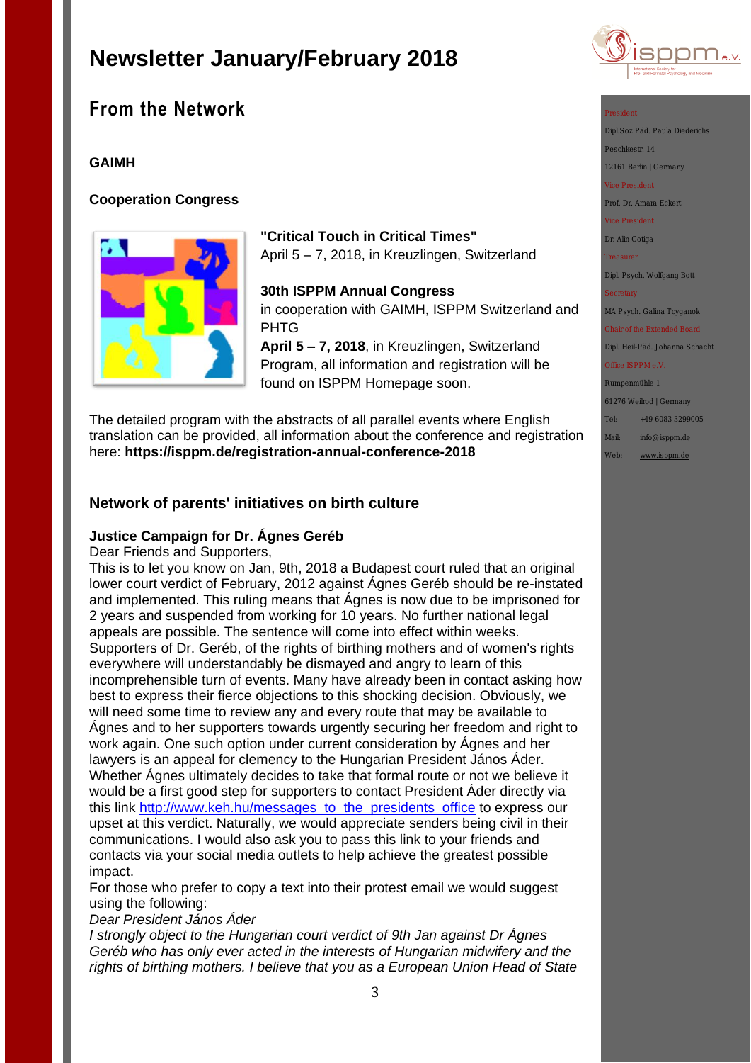# Newsletter January/February 2018

## From the Network

### GAIMH

### Cooperation Congress

**"Critical Touch in Critical Times"**
April 5 – 7, 2018, in Kreuzlingen, Switzerland

**30th ISPPM Annual Congress**
in cooperation with GAIMH, ISPPM Switzerland and PHTG
**April 5 – 7, 2018**, in Kreuzlingen, Switzerland
Program, all information and registration will be found on ISPPM Homepage soon.

The detailed program with the abstracts of all parallel events where English translation can be provided, all information about the conference and registration here: **https://isppm.de/registration-annual-conference-2018**

### Network of parents' initiatives on birth culture

**Justice Campaign for Dr. Ágnes Geréb**
Dear Friends and Supporters,
This is to let you know on Jan, 9th, 2018 a Budapest court ruled that an original lower court verdict of February, 2012 against Ágnes Geréb should be re-instated and implemented. This ruling means that Ágnes is now due to be imprisoned for 2 years and suspended from working for 10 years. No further national legal appeals are possible. The sentence will come into effect within weeks.
Supporters of Dr. Geréb, of the rights of birthing mothers and of women's rights everywhere will understandably be dismayed and angry to learn of this incomprehensible turn of events. Many have already been in contact asking how best to express their fierce objections to this shocking decision. Obviously, we will need some time to review any and every route that may be available to Ágnes and to her supporters towards urgently securing her freedom and right to work again. One such option under current consideration by Ágnes and her lawyers is an appeal for clemency to the Hungarian President János Áder. Whether Ágnes ultimately decides to take that formal route or not we believe it would be a first good step for supporters to contact President Áder directly via this link http://www.keh.hu/messages_to_the_presidents_office to express our upset at this verdict. Naturally, we would appreciate senders being civil in their communications. I would also ask you to pass this link to your friends and contacts via your social media outlets to help achieve the greatest possible impact.
For those who prefer to copy a text into their protest email we would suggest using the following:
*Dear President János Áder*
*I strongly object to the Hungarian court verdict of 9th Jan against Dr Ágnes Geréb who has only ever acted in the interests of Hungarian midwifery and the rights of birthing mothers. I believe that you as a European Union Head of State*

President
Dipl.Soz.Päd. Paula Diederichs
Peschkestr. 14
12161 Berlin | Germany
Vice President
Prof. Dr. Amara Eckert
Vice President
Dr. Alin Cotiga
Treasurer
Dipl. Psych. Wolfgang Bott
Secretary
MA Psych. Galina Tcyganok
Chair of the Extended Board
Dipl. Heil-Päd. Johanna Schacht
Office ISPPM e.V.
Rumpenmühle 1
61276 Weilrod | Germany
Tel: +49 6083 3299005
Mail: info@isppm.de
Web: www.isppm.de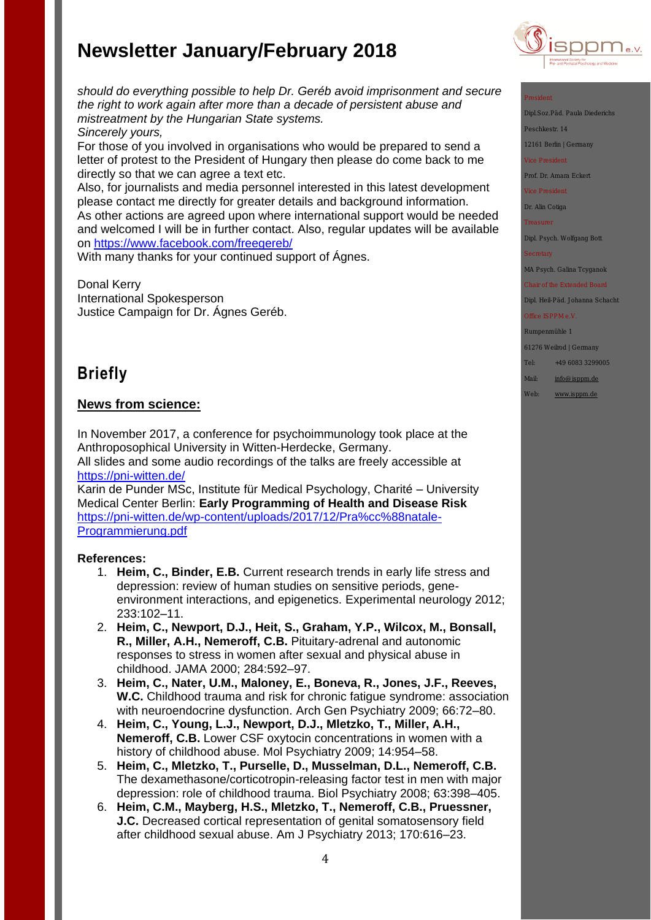*should do everything possible to help Dr. Geréb avoid imprisonment and secure the right to work again after more than a decade of persistent abuse and mistreatment by the Hungarian State systems.*
*Sincerely yours,*
For those of you involved in organisations who would be prepared to send a letter of protest to the President of Hungary then please do come back to me directly so that we can agree a text etc.
Also, for journalists and media personnel interested in this latest development please contact me directly for greater details and background information.
As other actions are agreed upon where international support would be needed and welcomed I will be in further contact. Also, regular updates will be available on https://www.facebook.com/freegereb/
With many thanks for your continued support of Ágnes.

Donal Kerry
International Spokesperson
Justice Campaign for Dr. Ágnes Geréb.

## Briefly

### News from science:

In November 2017, a conference for psychoimmunology took place at the Anthroposophical University in Witten-Herdecke, Germany.
All slides and some audio recordings of the talks are freely accessible at https://pni-witten.de/
Karin de Punder MSc, Institute für Medical Psychology, Charité – University Medical Center Berlin: **Early Programming of Health and Disease Risk** https://pni-witten.de/wp-content/uploads/2017/12/Pra%cc%88natale-Programmierung.pdf

**References:**

1. **Heim, C., Binder, E.B.** Current research trends in early life stress and depression: review of human studies on sensitive periods, gene-environment interactions, and epigenetics. Experimental neurology 2012; 233:102–11.
2. **Heim, C., Newport, D.J., Heit, S., Graham, Y.P., Wilcox, M., Bonsall, R., Miller, A.H., Nemeroff, C.B.** Pituitary-adrenal and autonomic responses to stress in women after sexual and physical abuse in childhood. JAMA 2000; 284:592–97.
3. **Heim, C., Nater, U.M., Maloney, E., Boneva, R., Jones, J.F., Reeves, W.C.** Childhood trauma and risk for chronic fatigue syndrome: association with neuroendocrine dysfunction. Arch Gen Psychiatry 2009; 66:72–80.
4. **Heim, C., Young, L.J., Newport, D.J., Mletzko, T., Miller, A.H., Nemeroff, C.B.** Lower CSF oxytocin concentrations in women with a history of childhood abuse. Mol Psychiatry 2009; 14:954–58.
5. **Heim, C., Mletzko, T., Purselle, D., Musselman, D.L., Nemeroff, C.B.** The dexamethasone/corticotropin-releasing factor test in men with major depression: role of childhood trauma. Biol Psychiatry 2008; 63:398–405.
6. **Heim, C.M., Mayberg, H.S., Mletzko, T., Nemeroff, C.B., Pruessner, J.C.** Decreased cortical representation of genital somatosensory field after childhood sexual abuse. Am J Psychiatry 2013; 170:616–23.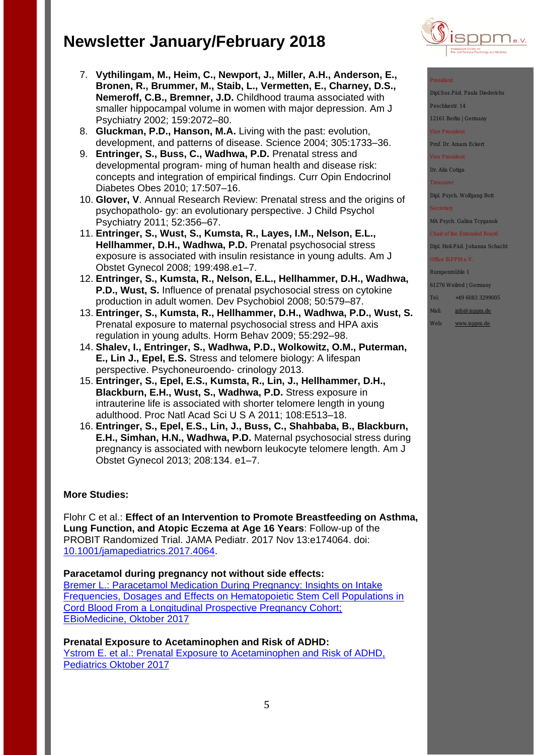7. **Vythilingam, M., Heim, C., Newport, J., Miller, A.H., Anderson, E., Bronen, R., Brummer, M., Staib, L., Vermetten, E., Charney, D.S., Nemeroff, C.B., Bremner, J.D.** Childhood trauma associated with smaller hippocampal volume in women with major depression. Am J Psychiatry 2002; 159:2072–80.
8. **Gluckman, P.D., Hanson, M.A.** Living with the past: evolution, development, and patterns of disease. Science 2004; 305:1733–36.
9. **Entringer, S., Buss, C., Wadhwa, P.D.** Prenatal stress and developmental program- ming of human health and disease risk: concepts and integration of empirical findings. Curr Opin Endocrinol Diabetes Obes 2010; 17:507–16.
10. **Glover, V**. Annual Research Review: Prenatal stress and the origins of psychopatholo- gy: an evolutionary perspective. J Child Psychol Psychiatry 2011; 52:356–67.
11. **Entringer, S., Wust, S., Kumsta, R., Layes, I.M., Nelson, E.L., Hellhammer, D.H., Wadhwa, P.D.** Prenatal psychosocial stress exposure is associated with insulin resistance in young adults. Am J Obstet Gynecol 2008; 199:498.e1–7.
12. **Entringer, S., Kumsta, R., Nelson, E.L., Hellhammer, D.H., Wadhwa, P.D., Wust, S.** Influence of prenatal psychosocial stress on cytokine production in adult women. Dev Psychobiol 2008; 50:579–87.
13. **Entringer, S., Kumsta, R., Hellhammer, D.H., Wadhwa, P.D., Wust, S.** Prenatal exposure to maternal psychosocial stress and HPA axis regulation in young adults. Horm Behav 2009; 55:292–98.
14. **Shalev, I., Entringer, S., Wadhwa, P.D., Wolkowitz, O.M., Puterman, E., Lin J., Epel, E.S.** Stress and telomere biology: A lifespan perspective. Psychoneuroendo- crinology 2013.
15. **Entringer, S., Epel, E.S., Kumsta, R., Lin, J., Hellhammer, D.H., Blackburn, E.H., Wust, S., Wadhwa, P.D.** Stress exposure in intrauterine life is associated with shorter telomere length in young adulthood. Proc Natl Acad Sci U S A 2011; 108:E513–18.
16. **Entringer, S., Epel, E.S., Lin, J., Buss, C., Shahbaba, B., Blackburn, E.H., Simhan, H.N., Wadhwa, P.D.** Maternal psychosocial stress during pregnancy is associated with newborn leukocyte telomere length. Am J Obstet Gynecol 2013; 208:134. e1–7.

**More Studies:**

Flohr C et al.: **Effect of an Intervention to Promote Breastfeeding on Asthma, Lung Function, and Atopic Eczema at Age 16 Years**: Follow-up of the PROBIT Randomized Trial. JAMA Pediatr. 2017 Nov 13:e174064. doi: 10.1001/jamapediatrics.2017.4064.

**Paracetamol during pregnancy not without side effects:**
Bremer L.: Paracetamol Medication During Pregnancy: Insights on Intake Frequencies, Dosages and Effects on Hematopoietic Stem Cell Populations in Cord Blood From a Longitudinal Prospective Pregnancy Cohort; EBioMedicine, Oktober 2017

**Prenatal Exposure to Acetaminophen and Risk of ADHD:**
Ystrom E. et al.: Prenatal Exposure to Acetaminophen and Risk of ADHD, Pediatrics Oktober 2017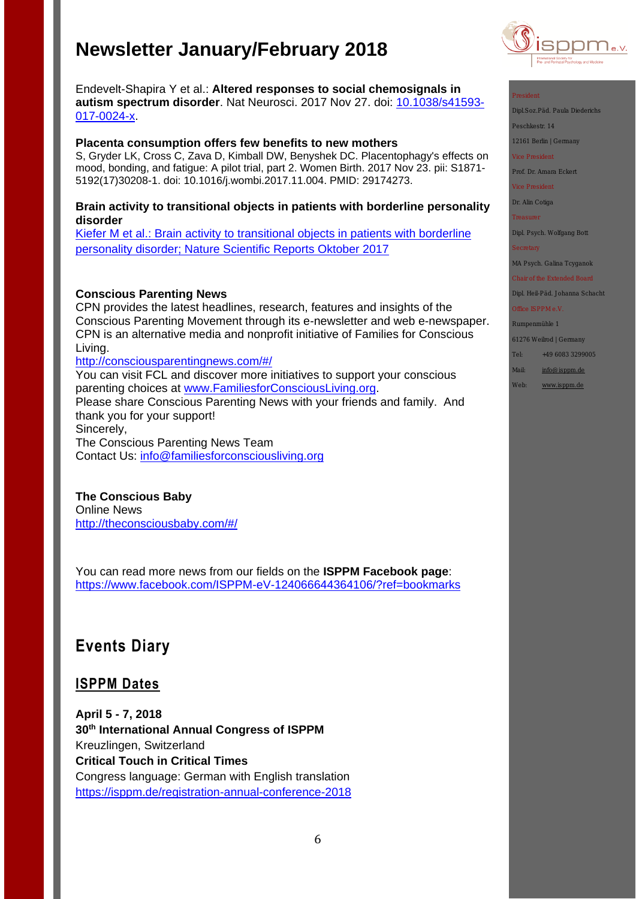Endevelt-Shapira Y et al.: **Altered responses to social chemosignals in autism spectrum disorder**. Nat Neurosci. 2017 Nov 27. doi: 10.1038/s41593-017-0024-x.

**Placenta consumption offers few benefits to new mothers**
S, Gryder LK, Cross C, Zava D, Kimball DW, Benyshek DC. Placentophagy's effects on mood, bonding, and fatigue: A pilot trial, part 2. Women Birth. 2017 Nov 23. pii: S1871-5192(17)30208-1. doi: 10.1016/j.wombi.2017.11.004. PMID: 29174273.

**Brain activity to transitional objects in patients with borderline personality disorder**
Kiefer M et al.: Brain activity to transitional objects in patients with borderline personality disorder; Nature Scientific Reports Oktober 2017

**Conscious Parenting News**
CPN provides the latest headlines, research, features and insights of the Conscious Parenting Movement through its e-newsletter and web e-newspaper. CPN is an alternative media and nonprofit initiative of Families for Conscious Living.
http://consciousparentingnews.com/#/
You can visit FCL and discover more initiatives to support your conscious parenting choices at www.FamiliesforConsciousLiving.org.
Please share Conscious Parenting News with your friends and family. And thank you for your support!
Sincerely,
The Conscious Parenting News Team
Contact Us: info@familiesforconsciousliving.org

**The Conscious Baby**
Online News
http://theconsciousbaby.com/#/

You can read more news from our fields on the **ISPPM Facebook page**: https://www.facebook.com/ISPPM-eV-124066644364106/?ref=bookmarks

# Events Diary

## ISPPM Dates

**April 5 - 7, 2018**
**30th International Annual Congress of ISPPM**
Kreuzlingen, Switzerland
**Critical Touch in Critical Times**
Congress language: German with English translation
https://isppm.de/registration-annual-conference-2018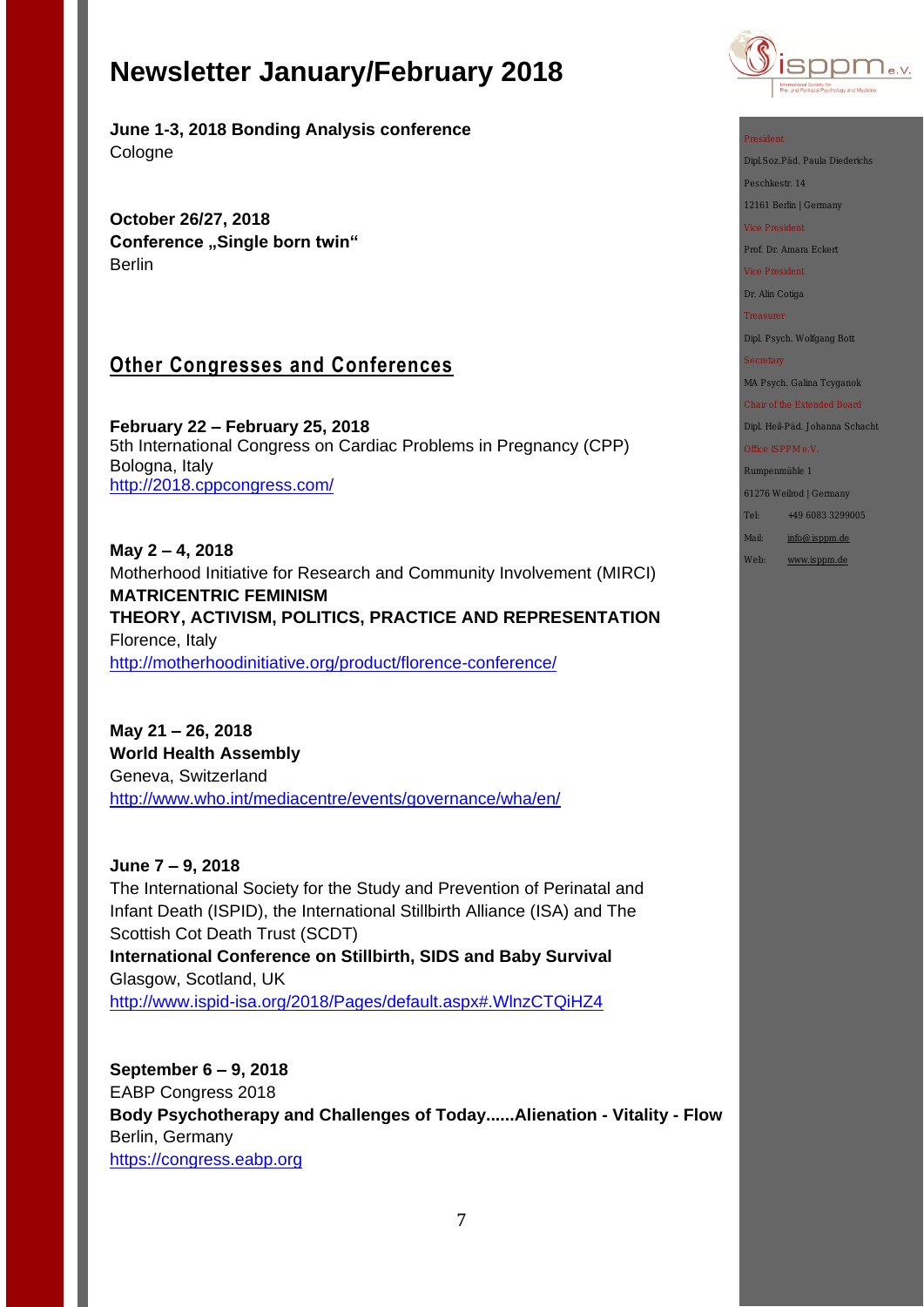# Newsletter January/February 2018

**June 1-3, 2018 Bonding Analysis conference**
Cologne

**October 26/27, 2018**
**Conference „Single born twin"**
Berlin

## Other Congresses and Conferences

**February 22 – February 25, 2018**
5th International Congress on Cardiac Problems in Pregnancy (CPP)
Bologna, Italy
http://2018.cppcongress.com/

**May 2 – 4, 2018**
Motherhood Initiative for Research and Community Involvement (MIRCI)
**MATRICENTRIC FEMINISM**
**THEORY, ACTIVISM, POLITICS, PRACTICE AND REPRESENTATION**
Florence, Italy
http://motherhoodinitiative.org/product/florence-conference/

**May 21 – 26, 2018**
**World Health Assembly**
Geneva, Switzerland
http://www.who.int/mediacentre/events/governance/wha/en/

**June 7 – 9, 2018**
The International Society for the Study and Prevention of Perinatal and Infant Death (ISPID), the International Stillbirth Alliance (ISA) and The Scottish Cot Death Trust (SCDT)
**International Conference on Stillbirth, SIDS and Baby Survival**
Glasgow, Scotland, UK
http://www.ispid-isa.org/2018/Pages/default.aspx#.WlnzCTQiHZ4

**September 6 – 9, 2018**
EABP Congress 2018
**Body Psychotherapy and Challenges of Today......Alienation - Vitality - Flow**
Berlin, Germany
https://congress.eabp.org

President
Dipl.Soz.Päd. Paula Diederichs
Peschkestr. 14
12161 Berlin | Germany
Vice President
Prof. Dr. Amara Eckert
Vice President
Dr. Alin Cotiga
Treasurer
Dipl. Psych. Wolfgang Bott
Secretary
MA Psych. Galina Tcyganok
Chair of the Extended Board
Dipl. Heil-Päd. Johanna Schacht
Office ISPPM e.V.
Rumpenmühle 1
61276 Weilrod | Germany
Tel: +49 6083 3299005
Mail: info@isppm.de
Web: www.isppm.de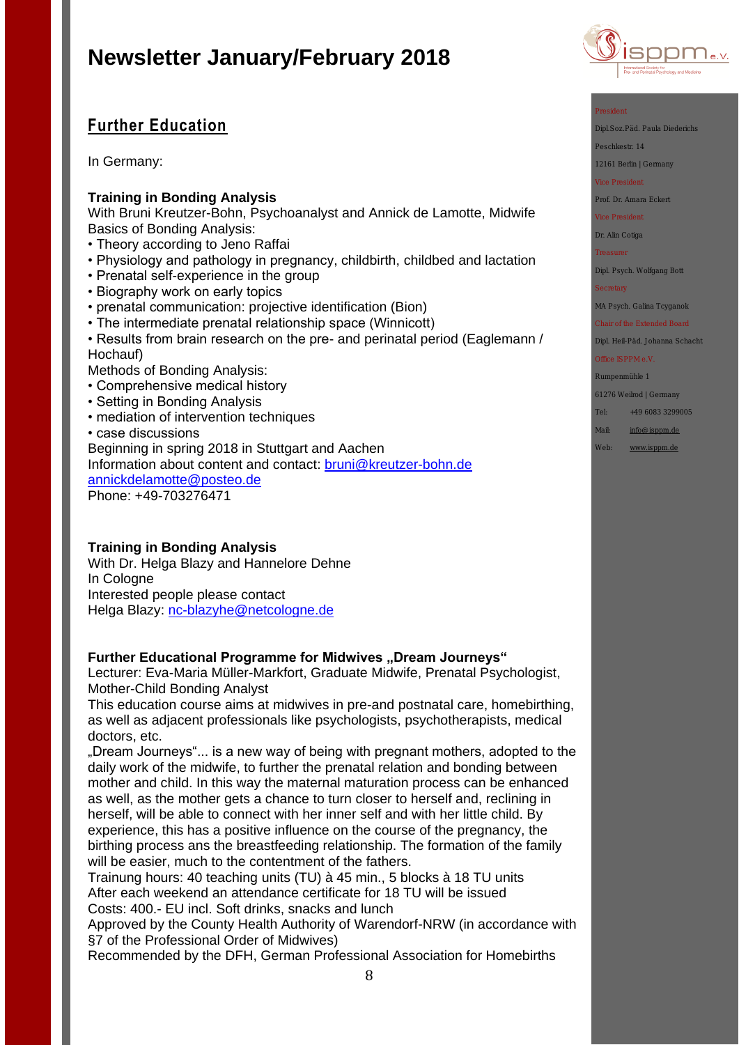## Further Education

In Germany:

**Training in Bonding Analysis**
With Bruni Kreutzer-Bohn, Psychoanalyst and Annick de Lamotte, Midwife
Basics of Bonding Analysis:

- Theory according to Jeno Raffai
- Physiology and pathology in pregnancy, childbirth, childbed and lactation
- Prenatal self-experience in the group
- Biography work on early topics
- prenatal communication: projective identification (Bion)
- The intermediate prenatal relationship space (Winnicott)
- Results from brain research on the pre- and perinatal period (Eaglemann / Hochauf)

Methods of Bonding Analysis:

- Comprehensive medical history
- Setting in Bonding Analysis
- mediation of intervention techniques
- case discussions

Beginning in spring 2018 in Stuttgart and Aachen
Information about content and contact: bruni@kreutzer-bohn.de
annickdelamotte@posteo.de
Phone: +49-703276471

**Training in Bonding Analysis**
With Dr. Helga Blazy and Hannelore Dehne
In Cologne
Interested people please contact
Helga Blazy: nc-blazyhe@netcologne.de

**Further Educational Programme for Midwives „Dream Journeys“**
Lecturer: Eva-Maria Müller-Markfort, Graduate Midwife, Prenatal Psychologist, Mother-Child Bonding Analyst
This education course aims at midwives in pre-and postnatal care, homebirthing, as well as adjacent professionals like psychologists, psychotherapists, medical doctors, etc.
„Dream Journeys“... is a new way of being with pregnant mothers, adopted to the daily work of the midwife, to further the prenatal relation and bonding between mother and child. In this way the maternal maturation process can be enhanced as well, as the mother gets a chance to turn closer to herself and, reclining in herself, will be able to connect with her inner self and with her little child. By experience, this has a positive influence on the course of the pregnancy, the birthing process ans the breastfeeding relationship. The formation of the family will be easier, much to the contentment of the fathers.
Trainung hours: 40 teaching units (TU) à 45 min., 5 blocks à 18 TU units
After each weekend an attendance certificate for 18 TU will be issued
Costs: 400.- EU incl. Soft drinks, snacks and lunch
Approved by the County Health Authority of Warendorf-NRW (in accordance with §7 of the Professional Order of Midwives)
Recommended by the DFH, German Professional Association for Homebirths

President
Dipl.Soz.Päd. Paula Diederichs
Peschkestr. 14
12161 Berlin | Germany
Vice President
Prof. Dr. Amara Eckert
Vice President
Dr. Alin Cotiga
Treasurer
Dipl. Psych. Wolfgang Bott
Secretary
MA Psych. Galina Tcyganok
Chair of the Extended Board
Dipl. Heil-Päd. Johanna Schacht
Office ISPPM e.V.
Rumpenmühle 1
61276 Weilrod | Germany
Tel: +49 6083 3299005
Mail: info@isppm.de
Web: www.isppm.de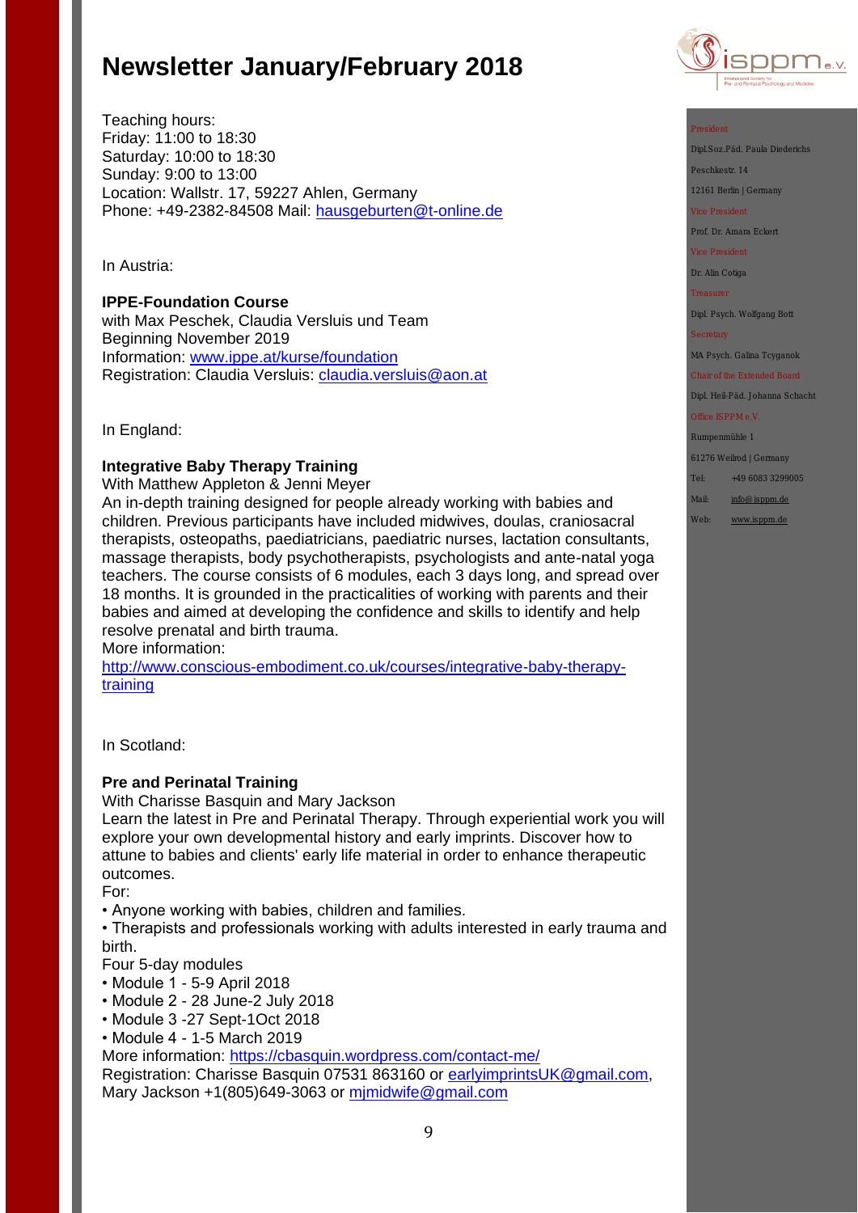Teaching hours:
Friday: 11:00 to 18:30
Saturday: 10:00 to 18:30
Sunday: 9:00 to 13:00
Location: Wallstr. 17, 59227 Ahlen, Germany
Phone: +49-2382-84508 Mail: hausgeburten@t-online.de

In Austria:

**IPPE-Foundation Course**
with Max Peschek, Claudia Versluis und Team
Beginning November 2019
Information: www.ippe.at/kurse/foundation
Registration: Claudia Versluis: claudia.versluis@aon.at

In England:

**Integrative Baby Therapy Training**
With Matthew Appleton & Jenni Meyer
An in-depth training designed for people already working with babies and children. Previous participants have included midwives, doulas, craniosacral therapists, osteopaths, paediatricians, paediatric nurses, lactation consultants, massage therapists, body psychotherapists, psychologists and ante-natal yoga teachers. The course consists of 6 modules, each 3 days long, and spread over 18 months. It is grounded in the practicalities of working with parents and their babies and aimed at developing the confidence and skills to identify and help resolve prenatal and birth trauma.
More information:
http://www.conscious-embodiment.co.uk/courses/integrative-baby-therapy-training

In Scotland:

**Pre and Perinatal Training**
With Charisse Basquin and Mary Jackson
Learn the latest in Pre and Perinatal Therapy. Through experiential work you will explore your own developmental history and early imprints. Discover how to attune to babies and clients' early life material in order to enhance therapeutic outcomes.
For:
- Anyone working with babies, children and families.
- Therapists and professionals working with adults interested in early trauma and birth.

Four 5-day modules
- Module 1 - 5-9 April 2018
- Module 2 - 28 June-2 July 2018
- Module 3 -27 Sept-1Oct 2018
- Module 4 - 1-5 March 2019

More information: https://cbasquin.wordpress.com/contact-me/
Registration: Charisse Basquin 07531 863160 or earlyimprintsUK@gmail.com, Mary Jackson +1(805)649-3063 or mjmidwife@gmail.com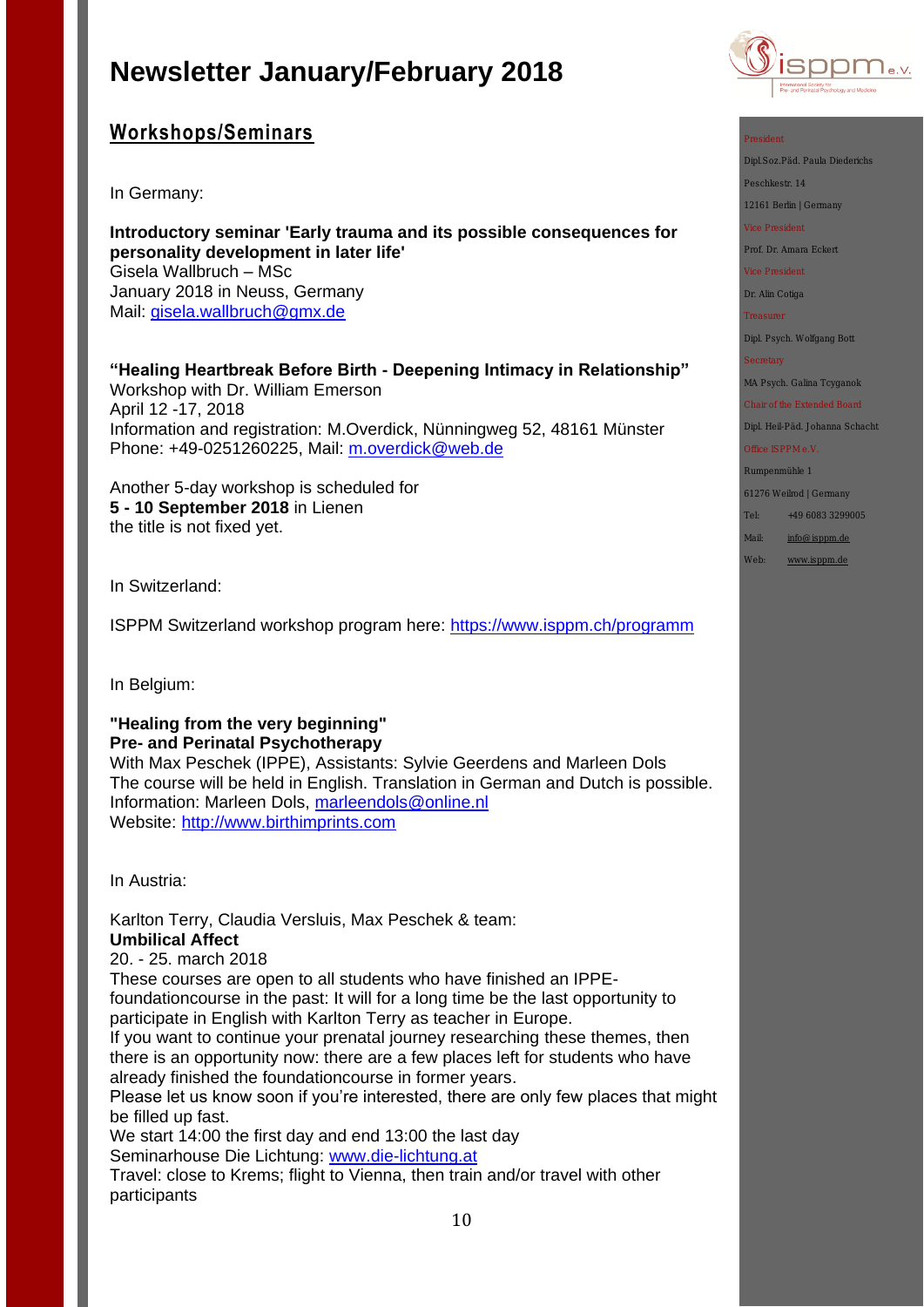# Newsletter January/February 2018

## Workshops/Seminars

In Germany:

**Introductory seminar 'Early trauma and its possible consequences for personality development in later life'**
Gisela Wallbruch – MSc
January 2018 in Neuss, Germany
Mail: gisela.wallbruch@gmx.de

**"Healing Heartbreak Before Birth - Deepening Intimacy in Relationship"**
Workshop with Dr. William Emerson
April 12 -17, 2018
Information and registration: M.Overdick, Nünningweg 52, 48161 Münster
Phone: +49-0251260225, Mail: m.overdick@web.de

Another 5-day workshop is scheduled for
**5 - 10 September 2018** in Lienen
the title is not fixed yet.

In Switzerland:

ISPPM Switzerland workshop program here: https://www.isppm.ch/programm

In Belgium:

**"Healing from the very beginning"**
**Pre- and Perinatal Psychotherapy**
With Max Peschek (IPPE), Assistants: Sylvie Geerdens and Marleen Dols
The course will be held in English. Translation in German and Dutch is possible.
Information: Marleen Dols, marleendols@online.nl
Website: http://www.birthimprints.com

In Austria:

Karlton Terry, Claudia Versluis, Max Peschek & team:
**Umbilical Affect**
20. - 25. march 2018
These courses are open to all students who have finished an IPPE-foundationcourse in the past: It will for a long time be the last opportunity to participate in English with Karlton Terry as teacher in Europe.
If you want to continue your prenatal journey researching these themes, then there is an opportunity now: there are a few places left for students who have already finished the foundationcourse in former years.
Please let us know soon if you're interested, there are only few places that might be filled up fast.
We start 14:00 the first day and end 13:00 the last day
Seminarhouse Die Lichtung: www.die-lichtung.at
Travel: close to Krems; flight to Vienna, then train and/or travel with other participants

President
Dipl.Soz.Päd. Paula Diederichs
Peschkestr. 14
12161 Berlin | Germany
Vice President
Prof. Dr. Amara Eckert
Vice President
Dr. Alin Cotiga
Treasurer
Dipl. Psych. Wolfgang Bott
Secretary
MA Psych. Galina Tcyganok
Chair of the Extended Board
Dipl. Heil-Päd. Johanna Schacht
Office ISPPM e.V.
Rumpenmühle 1
61276 Weilrod | Germany
Tel: +49 6083 3299005
Mail: info@ isppm.de
Web: www.isppm.de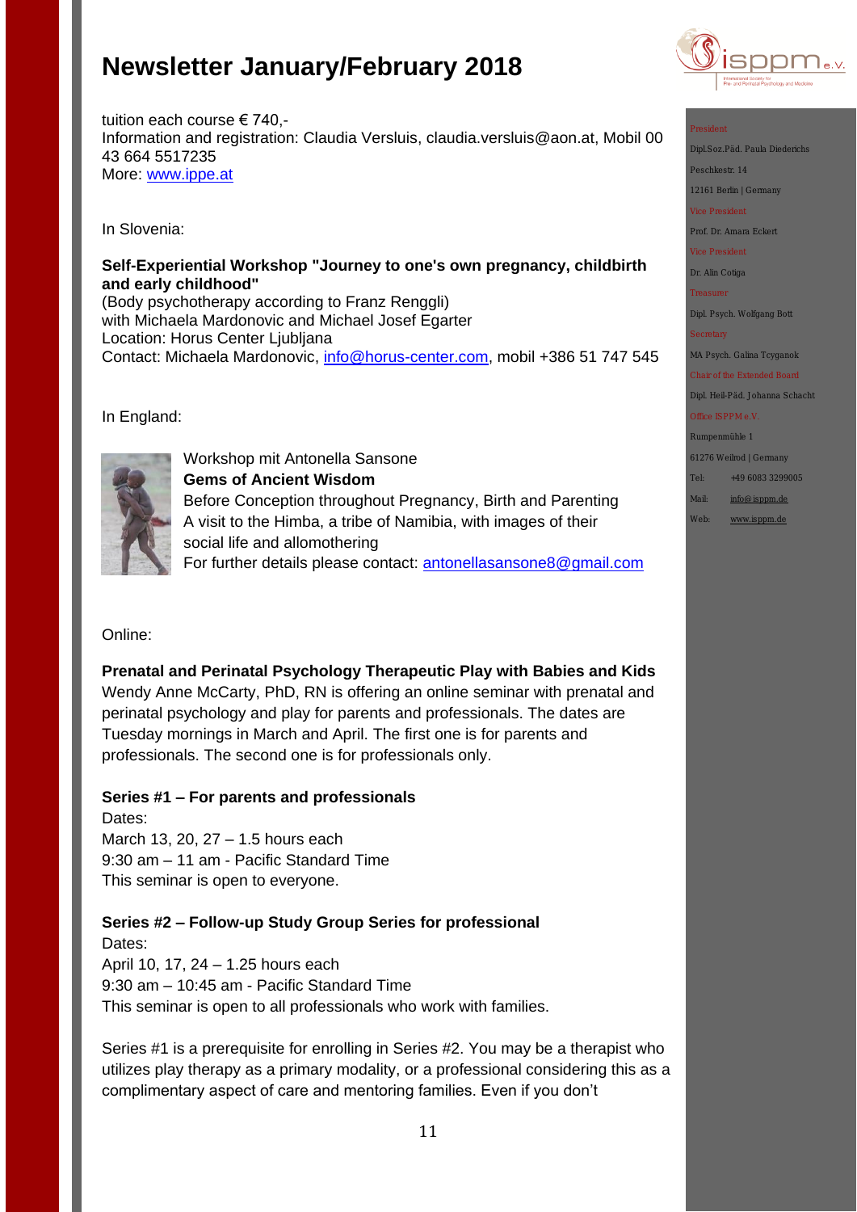tuition each course € 740,-
Information and registration: Claudia Versluis, claudia.versluis@aon.at, Mobil 00 43 664 5517235
More: www.ippe.at

In Slovenia:

**Self-Experiential Workshop "Journey to one's own pregnancy, childbirth and early childhood"**
(Body psychotherapy according to Franz Renggli)
with Michaela Mardonovic and Michael Josef Egarter
Location: Horus Center Ljubljana
Contact: Michaela Mardonovic, info@horus-center.com, mobil +386 51 747 545

In England:

Workshop mit Antonella Sansone
**Gems of Ancient Wisdom**
Before Conception throughout Pregnancy, Birth and Parenting
A visit to the Himba, a tribe of Namibia, with images of their social life and allomothering
For further details please contact: antonellasansone8@gmail.com

Online:

**Prenatal and Perinatal Psychology Therapeutic Play with Babies and Kids**
Wendy Anne McCarty, PhD, RN is offering an online seminar with prenatal and perinatal psychology and play for parents and professionals. The dates are Tuesday mornings in March and April. The first one is for parents and professionals. The second one is for professionals only.

**Series #1 – For parents and professionals**
Dates:
March 13, 20, 27 – 1.5 hours each
9:30 am – 11 am - Pacific Standard Time
This seminar is open to everyone.

**Series #2 – Follow-up Study Group Series for professional**
Dates:
April 10, 17, 24 – 1.25 hours each
9:30 am – 10:45 am - Pacific Standard Time
This seminar is open to all professionals who work with families.

Series #1 is a prerequisite for enrolling in Series #2. You may be a therapist who utilizes play therapy as a primary modality, or a professional considering this as a complimentary aspect of care and mentoring families. Even if you don't

President
Dipl.Soz.Päd. Paula Diederichs
Peschkestr. 14
12161 Berlin | Germany
Vice President
Prof. Dr. Amara Eckert
Vice President
Dr. Alin Cotiga
Treasurer
Dipl. Psych. Wolfgang Bott
Secretary
MA Psych. Galina Tcyganok
Chair of the Extended Board
Dipl. Heil-Päd. Johanna Schacht
Office ISPPM e.V.
Rumpenmühle 1
61276 Weilrod | Germany
Tel: +49 6083 3299005
Mail: info@isppm.de
Web: www.isppm.de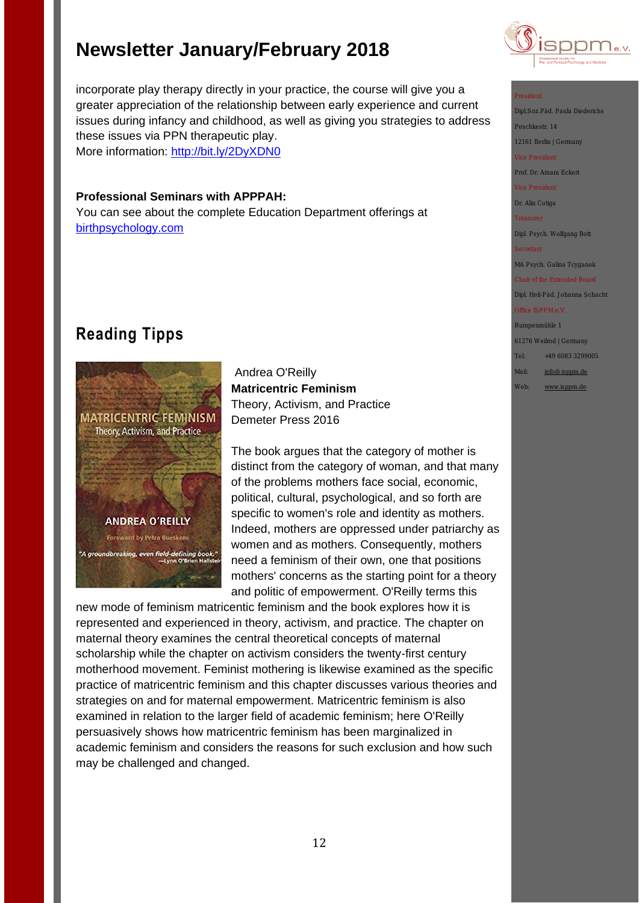incorporate play therapy directly in your practice, the course will give you a greater appreciation of the relationship between early experience and current issues during infancy and childhood, as well as giving you strategies to address these issues via PPN therapeutic play.
More information: http://bit.ly/2DyXDN0

**Professional Seminars with APPPAH:**
You can see about the complete Education Department offerings at birthpsychology.com

## Reading Tipps

Andrea O'Reilly
**Matricentric Feminism**
Theory, Activism, and Practice
Demeter Press 2016

The book argues that the category of mother is distinct from the category of woman, and that many of the problems mothers face social, economic, political, cultural, psychological, and so forth are specific to women's role and identity as mothers. Indeed, mothers are oppressed under patriarchy as women and as mothers. Consequently, mothers need a feminism of their own, one that positions mothers' concerns as the starting point for a theory and politic of empowerment. O'Reilly terms this new mode of feminism matricentic feminism and the book explores how it is represented and experienced in theory, activism, and practice. The chapter on maternal theory examines the central theoretical concepts of maternal scholarship while the chapter on activism considers the twenty-first century motherhood movement. Feminist mothering is likewise examined as the specific practice of matricentric feminism and this chapter discusses various theories and strategies on and for maternal empowerment. Matricentric feminism is also examined in relation to the larger field of academic feminism; here O'Reilly persuasively shows how matricentric feminism has been marginalized in academic feminism and considers the reasons for such exclusion and how such may be challenged and changed.

President
Dipl.Soz.Päd. Paula Diederichs
Peschkestr. 14
12161 Berlin | Germany
Vice President
Prof. Dr. Amara Eckert
Vice President
Dr. Alin Cotiga
Treasurer
Dipl. Psych. Wolfgang Bott
Secretary
MA Psych. Galina Tcyganok
Chair of the Extended Board
Dipl. Heil-Päd. Johanna Schacht
Office ISPPM e.V.
Rumpenmühle 1
61276 Weilrod | Germany
Tel: +49 6083 3299005
Mail: info@isppm.de
Web: www.isppm.de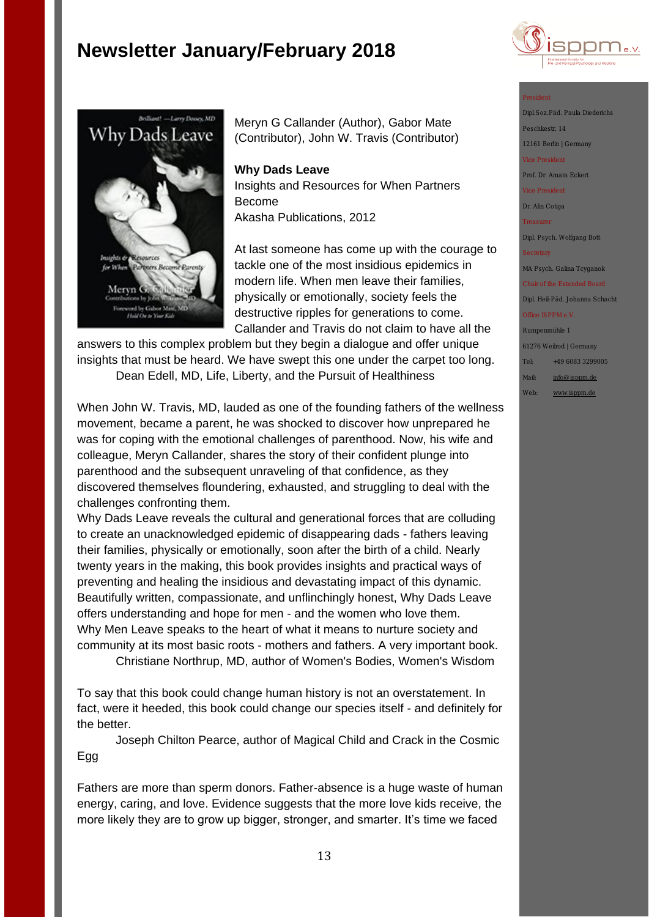# Newsletter January/February 2018

Meryn G Callander (Author), Gabor Mate (Contributor), John W. Travis (Contributor)

**Why Dads Leave**
Insights and Resources for When Partners Become
Akasha Publications, 2012

At last someone has come up with the courage to tackle one of the most insidious epidemics in modern life. When men leave their families, physically or emotionally, society feels the destructive ripples for generations to come. Callander and Travis do not claim to have all the answers to this complex problem but they begin a dialogue and offer unique insights that must be heard. We have swept this one under the carpet too long.
Dean Edell, MD, Life, Liberty, and the Pursuit of Healthiness

When John W. Travis, MD, lauded as one of the founding fathers of the wellness movement, became a parent, he was shocked to discover how unprepared he was for coping with the emotional challenges of parenthood. Now, his wife and colleague, Meryn Callander, shares the story of their confident plunge into parenthood and the subsequent unraveling of that confidence, as they discovered themselves floundering, exhausted, and struggling to deal with the challenges confronting them.
Why Dads Leave reveals the cultural and generational forces that are colluding to create an unacknowledged epidemic of disappearing dads - fathers leaving their families, physically or emotionally, soon after the birth of a child. Nearly twenty years in the making, this book provides insights and practical ways of preventing and healing the insidious and devastating impact of this dynamic. Beautifully written, compassionate, and unflinchingly honest, Why Dads Leave offers understanding and hope for men - and the women who love them.
Why Men Leave speaks to the heart of what it means to nurture society and community at its most basic roots - mothers and fathers. A very important book.
Christiane Northrup, MD, author of Women's Bodies, Women's Wisdom

To say that this book could change human history is not an overstatement. In fact, were it heeded, this book could change our species itself - and definitely for the better.
Joseph Chilton Pearce, author of Magical Child and Crack in the Cosmic Egg

Fathers are more than sperm donors. Father-absence is a huge waste of human energy, caring, and love. Evidence suggests that the more love kids receive, the more likely they are to grow up bigger, stronger, and smarter. It's time we faced

President
Dipl.Soz.Päd. Paula Diederichs
Peschkestr. 14
12161 Berlin | Germany
Vice President
Prof. Dr. Amara Eckert
Vice President
Dr. Alin Cotiga
Treasurer
Dipl. Psych. Wolfgang Bott
Secretary
MA Psych. Galina Tcyganok
Chair of the Extended Board
Dipl. Heil-Päd. Johanna Schacht
Office ISPPM e.V.
Rumpenmühle 1
61276 Weilrod | Germany
Tel: +49 6083 3299005
Mail: info@isppm.de
Web: www.isppm.de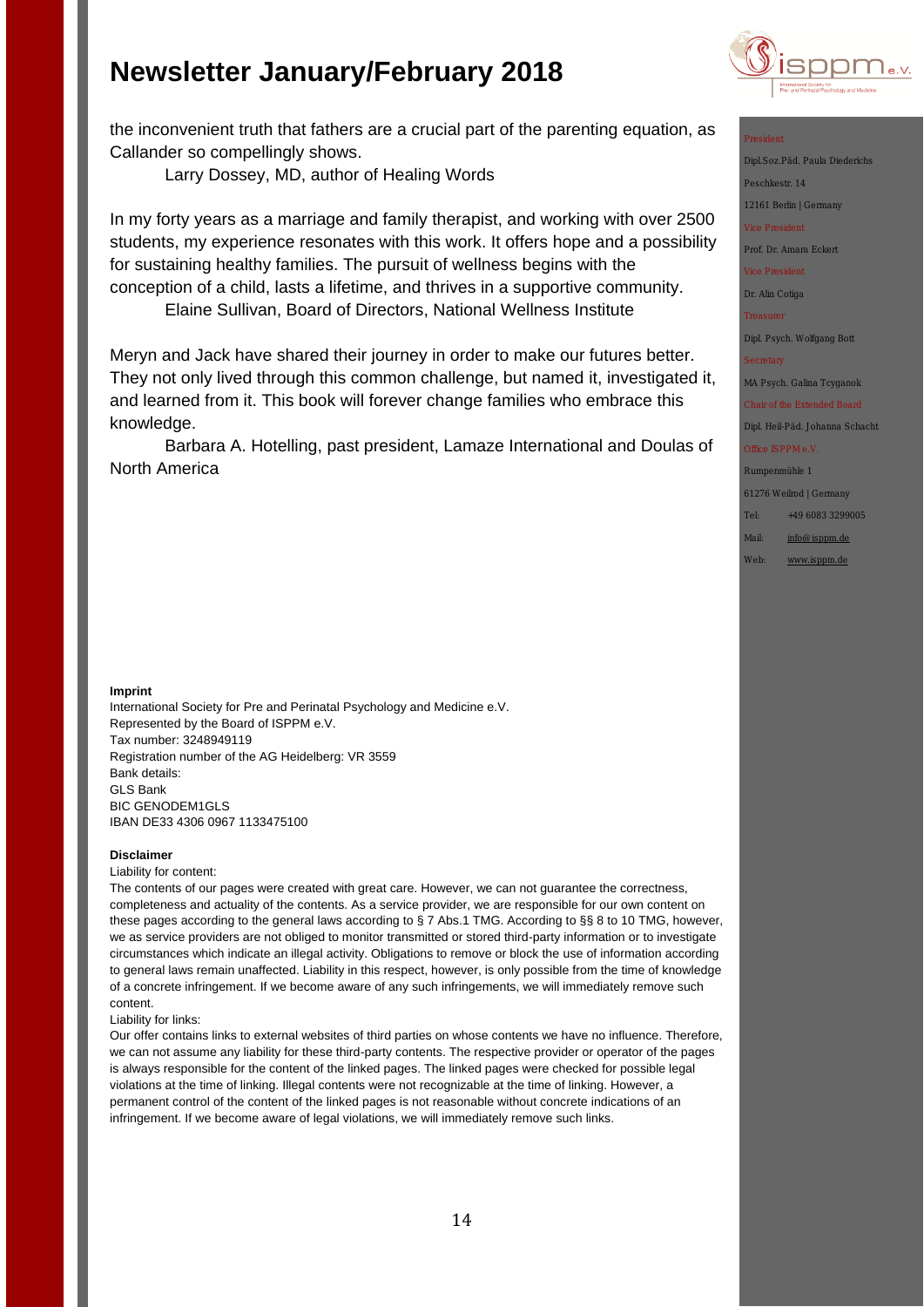the inconvenient truth that fathers are a crucial part of the parenting equation, as Callander so compellingly shows.

Larry Dossey, MD, author of Healing Words

In my forty years as a marriage and family therapist, and working with over 2500 students, my experience resonates with this work. It offers hope and a possibility for sustaining healthy families. The pursuit of wellness begins with the conception of a child, lasts a lifetime, and thrives in a supportive community.

Elaine Sullivan, Board of Directors, National Wellness Institute

Meryn and Jack have shared their journey in order to make our futures better. They not only lived through this common challenge, but named it, investigated it, and learned from it. This book will forever change families who embrace this knowledge.

Barbara A. Hotelling, past president, Lamaze International and Doulas of North America

President
Dipl.Soz.Päd. Paula Diederichs
Peschkestr. 14
12161 Berlin | Germany

Vice President
Prof. Dr. Amara Eckert

Vice President
Dr. Alin Cotiga

Treasurer
Dipl. Psych. Wolfgang Bott

Secretary
MA Psych. Galina Tcyganok

Chair of the Extended Board
Dipl. Heil-Päd. Johanna Schacht

Office ISPPM e.V.
Rumpenmühle 1
61276 Weilrod | Germany
Tel: +49 6083 3299005
Mail: info@isppm.de
Web: www.isppm.de

**Imprint**

International Society for Pre and Perinatal Psychology and Medicine e.V.
Represented by the Board of ISPPM e.V.
Tax number: 3248949119
Registration number of the AG Heidelberg: VR 3559
Bank details:
GLS Bank
BIC GENODEM1GLS
IBAN DE33 4306 0967 1133475100

**Disclaimer**

Liability for content:

The contents of our pages were created with great care. However, we can not guarantee the correctness, completeness and actuality of the contents. As a service provider, we are responsible for our own content on these pages according to the general laws according to § 7 Abs.1 TMG. According to §§ 8 to 10 TMG, however, we as service providers are not obliged to monitor transmitted or stored third-party information or to investigate circumstances which indicate an illegal activity. Obligations to remove or block the use of information according to general laws remain unaffected. Liability in this respect, however, is only possible from the time of knowledge of a concrete infringement. If we become aware of any such infringements, we will immediately remove such content.

Liability for links:

Our offer contains links to external websites of third parties on whose contents we have no influence. Therefore, we can not assume any liability for these third-party contents. The respective provider or operator of the pages is always responsible for the content of the linked pages. The linked pages were checked for possible legal violations at the time of linking. Illegal contents were not recognizable at the time of linking. However, a permanent control of the content of the linked pages is not reasonable without concrete indications of an infringement. If we become aware of legal violations, we will immediately remove such links.